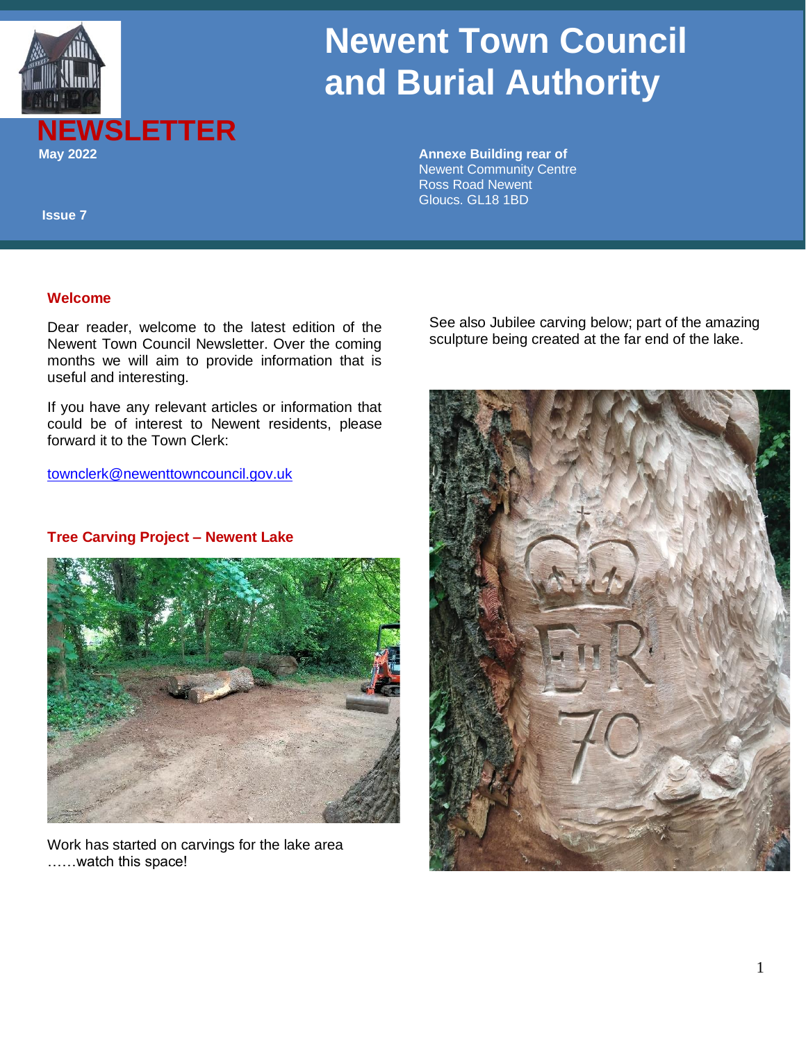# Newent Town Council and Burial Authority

**NEWSLETTER**

**May 2022**

**Issue 7**

**Annexe Building rear of**
Newent Community Centre
Ross Road Newent
Gloucs. GL18 1BD

## Welcome

Dear reader, welcome to the latest edition of the Newent Town Council Newsletter. Over the coming months we will aim to provide information that is useful and interesting.

If you have any relevant articles or information that could be of interest to Newent residents, please forward it to the Town Clerk:

townclerk@newenttowncouncil.gov.uk

## Tree Carving Project – Newent Lake

Work has started on carvings for the lake area ……watch this space!

See also Jubilee carving below; part of the amazing sculpture being created at the far end of the lake.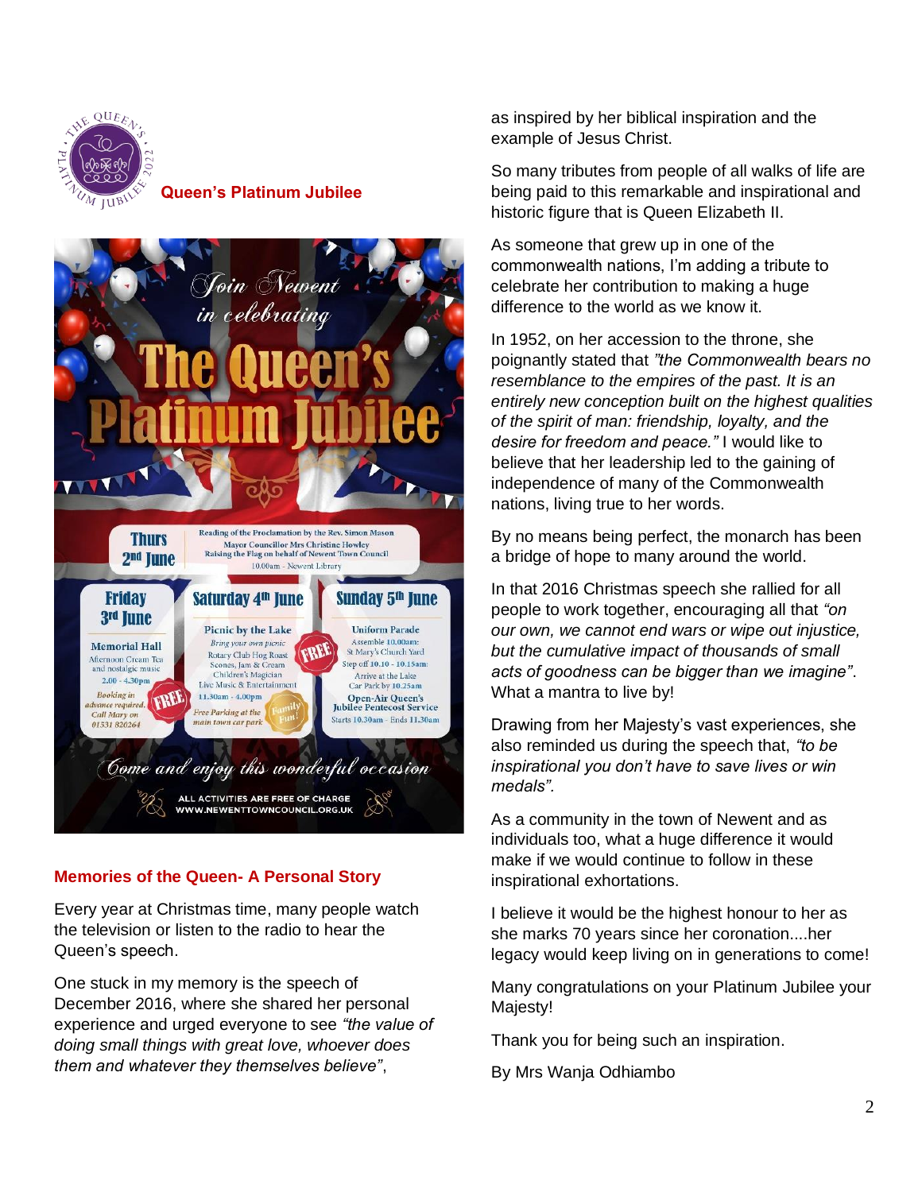## Queen's Platinum Jubilee

Join Newent in celebrating

# The Queen's Platinum Jubilee

**Thurs 2nd June**
Reading of the Proclamation by the Rev. Simon Mason
Mayor Councillor Mrs Christine Howley
Raising the Flag on behalf of Newent Town Council
10.00am - Newent Library

**Friday 3rd June**
Memorial Hall
Afternoon Cream Tea and nostalgic music
2.00 - 4.30pm
Booking in advance required. Call Mary on 01531 820264
FREE

**Saturday 4th June**
Picnic by the Lake
Bring your own picnic
Rotary Club Hog Roast
Scones, Jam & Cream
Children's Magician
Live Music & Entertainment
11.30am - 4.00pm
FREE
Free Parking at the main town car park
Family Fun!

**Sunday 5th June**
Uniform Parade
Assemble 10.00am: St Mary's Church Yard
Step off 10.10 - 10.15am:
Arrive at the Lake Car Park by 10.25am
Open-Air Queen's Jubilee Pentecost Service
Starts 10.30am - Ends 11.30am

Come and enjoy this wonderful occasion

ALL ACTIVITIES ARE FREE OF CHARGE
WWW.NEWENTTOWNCOUNCIL.ORG.UK

## Memories of the Queen- A Personal Story

Every year at Christmas time, many people watch the television or listen to the radio to hear the Queen's speech.

One stuck in my memory is the speech of December 2016, where she shared her personal experience and urged everyone to see *"the value of doing small things with great love, whoever does them and whatever they themselves believe"*, as inspired by her biblical inspiration and the example of Jesus Christ.

So many tributes from people of all walks of life are being paid to this remarkable and inspirational and historic figure that is Queen Elizabeth II.

As someone that grew up in one of the commonwealth nations, I'm adding a tribute to celebrate her contribution to making a huge difference to the world as we know it.

In 1952, on her accession to the throne, she poignantly stated that *"the Commonwealth bears no resemblance to the empires of the past. It is an entirely new conception built on the highest qualities of the spirit of man: friendship, loyalty, and the desire for freedom and peace."* I would like to believe that her leadership led to the gaining of independence of many of the Commonwealth nations, living true to her words.

By no means being perfect, the monarch has been a bridge of hope to many around the world.

In that 2016 Christmas speech she rallied for all people to work together, encouraging all that *"on our own, we cannot end wars or wipe out injustice, but the cumulative impact of thousands of small acts of goodness can be bigger than we imagine"*. What a mantra to live by!

Drawing from her Majesty's vast experiences, she also reminded us during the speech that, *"to be inspirational you don't have to save lives or win medals".*

As a community in the town of Newent and as individuals too, what a huge difference it would make if we would continue to follow in these inspirational exhortations.

I believe it would be the highest honour to her as she marks 70 years since her coronation....her legacy would keep living on in generations to come!

Many congratulations on your Platinum Jubilee your Majesty!

Thank you for being such an inspiration.

By Mrs Wanja Odhiambo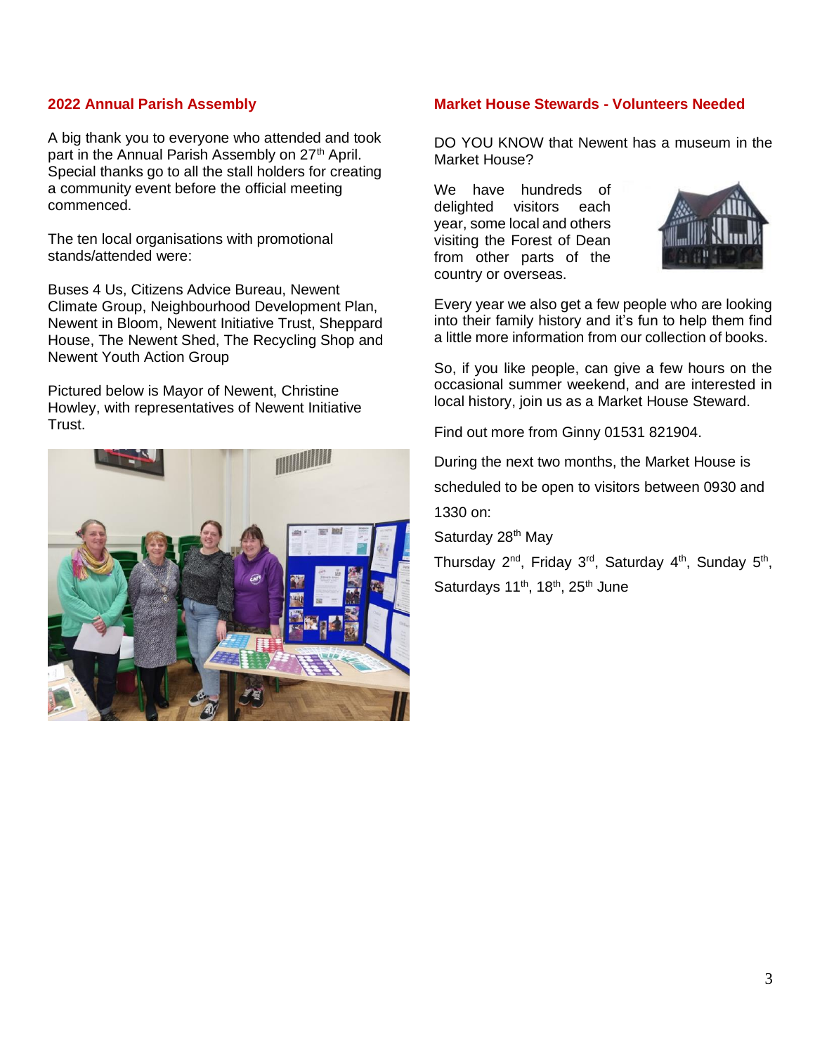## 2022 Annual Parish Assembly

A big thank you to everyone who attended and took part in the Annual Parish Assembly on 27th April. Special thanks go to all the stall holders for creating a community event before the official meeting commenced.

The ten local organisations with promotional stands/attended were:

Buses 4 Us, Citizens Advice Bureau, Newent Climate Group, Neighbourhood Development Plan, Newent in Bloom, Newent Initiative Trust, Sheppard House, The Newent Shed, The Recycling Shop and Newent Youth Action Group

Pictured below is Mayor of Newent, Christine Howley, with representatives of Newent Initiative Trust.

## Market House Stewards - Volunteers Needed

DO YOU KNOW that Newent has a museum in the Market House?

We have hundreds of delighted visitors each year, some local and others visiting the Forest of Dean from other parts of the country or overseas.

Every year we also get a few people who are looking into their family history and it's fun to help them find a little more information from our collection of books.

So, if you like people, can give a few hours on the occasional summer weekend, and are interested in local history, join us as a Market House Steward.

Find out more from Ginny 01531 821904.

During the next two months, the Market House is scheduled to be open to visitors between 0930 and 1330 on:

Saturday 28th May

Thursday 2nd, Friday 3rd, Saturday 4th, Sunday 5th, Saturdays 11th, 18th, 25th June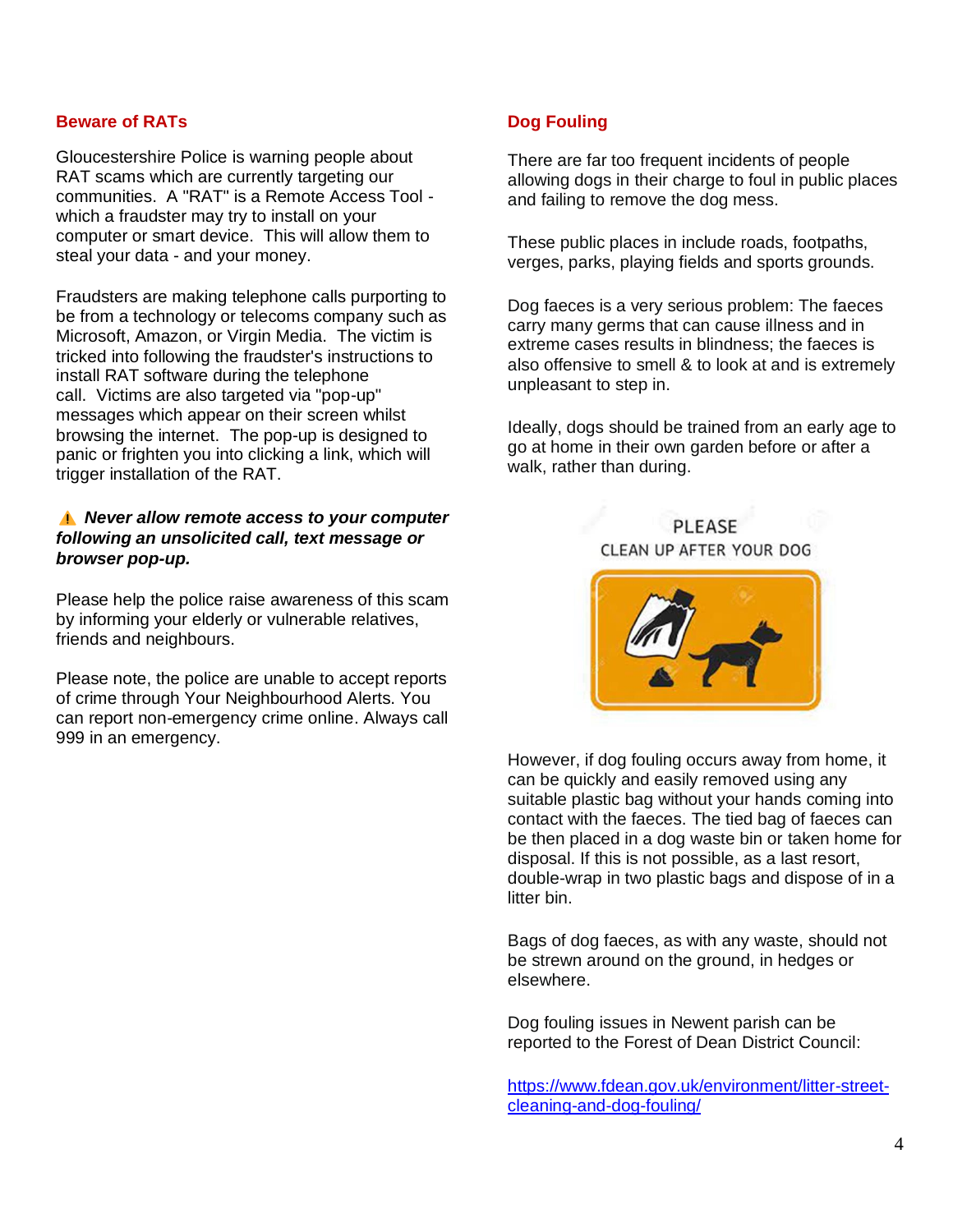## Beware of RATs

Gloucestershire Police is warning people about RAT scams which are currently targeting our communities. A "RAT" is a Remote Access Tool - which a fraudster may try to install on your computer or smart device. This will allow them to steal your data - and your money.

Fraudsters are making telephone calls purporting to be from a technology or telecoms company such as Microsoft, Amazon, or Virgin Media. The victim is tricked into following the fraudster's instructions to install RAT software during the telephone call. Victims are also targeted via "pop-up" messages which appear on their screen whilst browsing the internet. The pop-up is designed to panic or frighten you into clicking a link, which will trigger installation of the RAT.

⚠ ***Never allow remote access to your computer following an unsolicited call, text message or browser pop-up.***

Please help the police raise awareness of this scam by informing your elderly or vulnerable relatives, friends and neighbours.

Please note, the police are unable to accept reports of crime through Your Neighbourhood Alerts. You can report non-emergency crime online. Always call 999 in an emergency.

## Dog Fouling

There are far too frequent incidents of people allowing dogs in their charge to foul in public places and failing to remove the dog mess.

These public places in include roads, footpaths, verges, parks, playing fields and sports grounds.

Dog faeces is a very serious problem: The faeces carry many germs that can cause illness and in extreme cases results in blindness; the faeces is also offensive to smell & to look at and is extremely unpleasant to step in.

Ideally, dogs should be trained from an early age to go at home in their own garden before or after a walk, rather than during.

PLEASE
CLEAN UP AFTER YOUR DOG

However, if dog fouling occurs away from home, it can be quickly and easily removed using any suitable plastic bag without your hands coming into contact with the faeces. The tied bag of faeces can be then placed in a dog waste bin or taken home for disposal. If this is not possible, as a last resort, double-wrap in two plastic bags and dispose of in a litter bin.

Bags of dog faeces, as with any waste, should not be strewn around on the ground, in hedges or elsewhere.

Dog fouling issues in Newent parish can be reported to the Forest of Dean District Council:

https://www.fdean.gov.uk/environment/litter-street-cleaning-and-dog-fouling/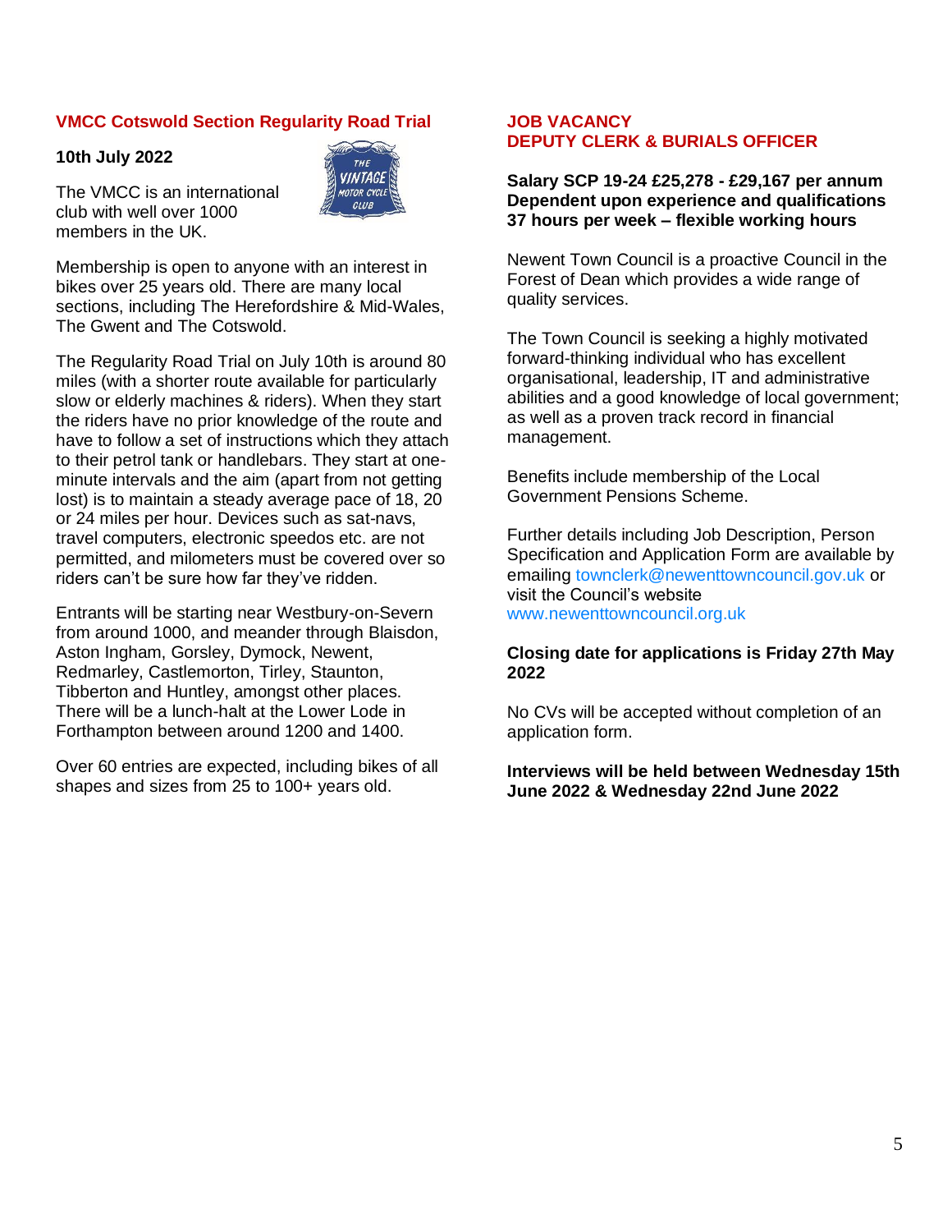## VMCC Cotswold Section Regularity Road Trial

**10th July 2022**

The VMCC is an international club with well over 1000 members in the UK.

Membership is open to anyone with an interest in bikes over 25 years old. There are many local sections, including The Herefordshire & Mid-Wales, The Gwent and The Cotswold.

The Regularity Road Trial on July 10th is around 80 miles (with a shorter route available for particularly slow or elderly machines & riders). When they start the riders have no prior knowledge of the route and have to follow a set of instructions which they attach to their petrol tank or handlebars. They start at one-minute intervals and the aim (apart from not getting lost) is to maintain a steady average pace of 18, 20 or 24 miles per hour. Devices such as sat-navs, travel computers, electronic speedos etc. are not permitted, and milometers must be covered over so riders can't be sure how far they've ridden.

Entrants will be starting near Westbury-on-Severn from around 1000, and meander through Blaisdon, Aston Ingham, Gorsley, Dymock, Newent, Redmarley, Castlemorton, Tirley, Staunton, Tibberton and Huntley, amongst other places. There will be a lunch-halt at the Lower Lode in Forthampton between around 1200 and 1400.

Over 60 entries are expected, including bikes of all shapes and sizes from 25 to 100+ years old.

## JOB VACANCY
## DEPUTY CLERK & BURIALS OFFICER

**Salary SCP 19-24 £25,278 - £29,167 per annum**
**Dependent upon experience and qualifications**
**37 hours per week – flexible working hours**

Newent Town Council is a proactive Council in the Forest of Dean which provides a wide range of quality services.

The Town Council is seeking a highly motivated forward-thinking individual who has excellent organisational, leadership, IT and administrative abilities and a good knowledge of local government; as well as a proven track record in financial management.

Benefits include membership of the Local Government Pensions Scheme.

Further details including Job Description, Person Specification and Application Form are available by emailing townclerk@newenttowncouncil.gov.uk or visit the Council's website www.newenttowncouncil.org.uk

**Closing date for applications is Friday 27th May 2022**

No CVs will be accepted without completion of an application form.

**Interviews will be held between Wednesday 15th June 2022 & Wednesday 22nd June 2022**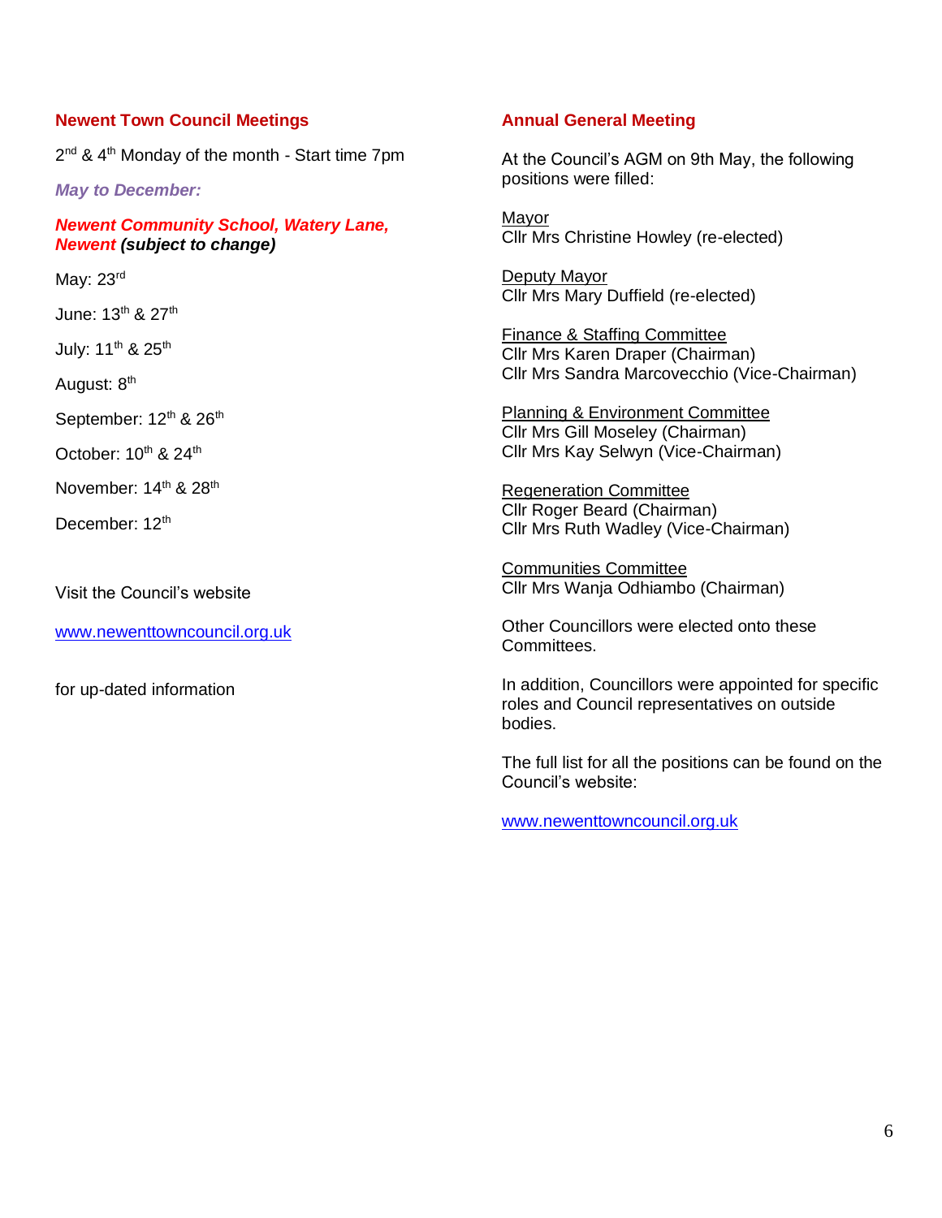## Newent Town Council Meetings

2nd & 4th Monday of the month - Start time 7pm

***May to December:***

***Newent Community School, Watery Lane, Newent (subject to change)***

May: 23rd

June: 13th & 27th

July: 11th & 25th

August: 8th

September: 12th & 26th

October: 10th & 24th

November: 14th & 28th

December: 12th

Visit the Council's website

www.newenttowncouncil.org.uk

for up-dated information

## Annual General Meeting

At the Council's AGM on 9th May, the following positions were filled:

Mayor
Cllr Mrs Christine Howley (re-elected)

Deputy Mayor
Cllr Mrs Mary Duffield (re-elected)

Finance & Staffing Committee
Cllr Mrs Karen Draper (Chairman)
Cllr Mrs Sandra Marcovecchio (Vice-Chairman)

Planning & Environment Committee
Cllr Mrs Gill Moseley (Chairman)
Cllr Mrs Kay Selwyn (Vice-Chairman)

Regeneration Committee
Cllr Roger Beard (Chairman)
Cllr Mrs Ruth Wadley (Vice-Chairman)

Communities Committee
Cllr Mrs Wanja Odhiambo (Chairman)

Other Councillors were elected onto these Committees.

In addition, Councillors were appointed for specific roles and Council representatives on outside bodies.

The full list for all the positions can be found on the Council's website:

www.newenttowncouncil.org.uk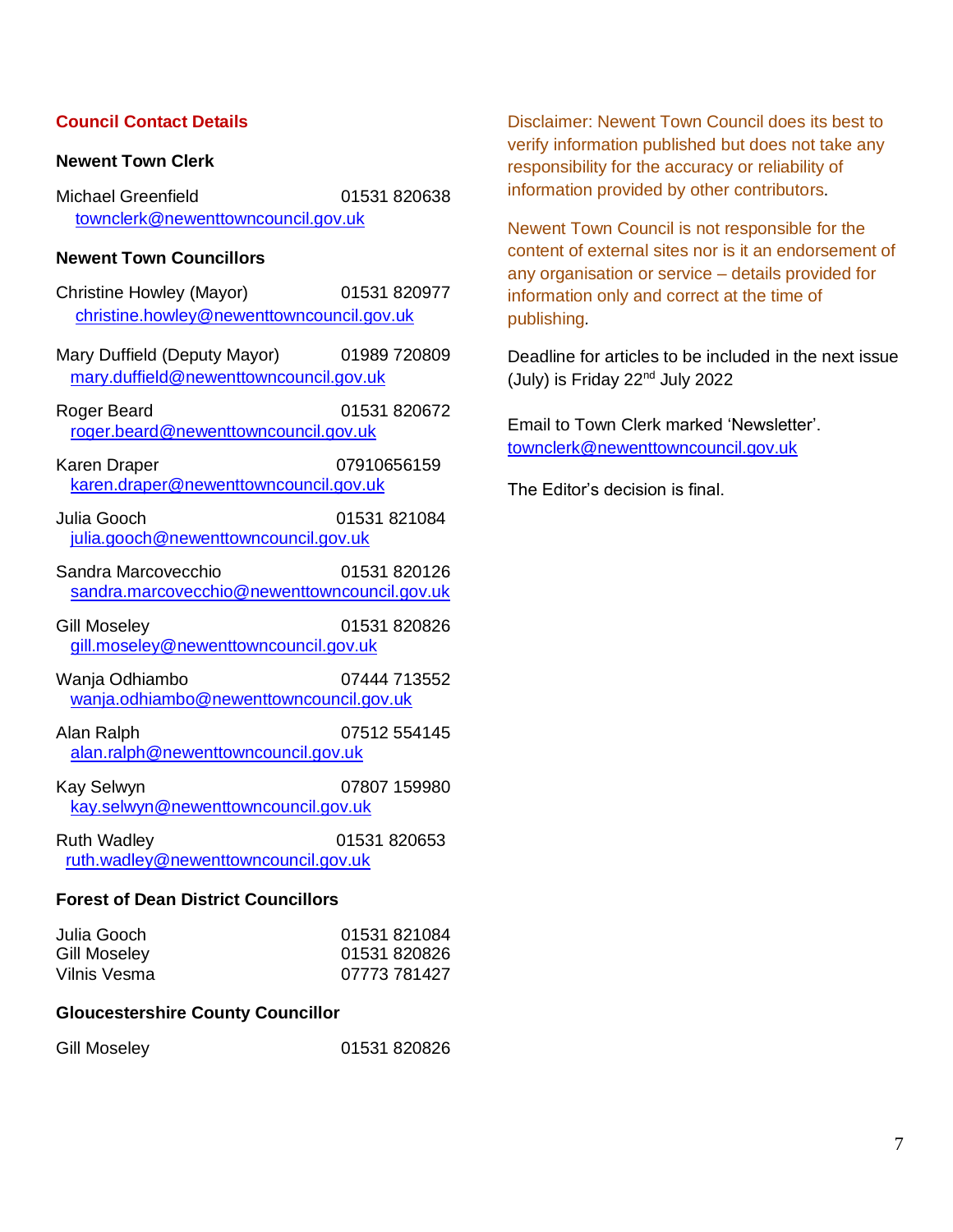## Council Contact Details

### Newent Town Clerk

Michael Greenfield 01531 820638
townclerk@newenttowncouncil.gov.uk

### Newent Town Councillors

Christine Howley (Mayor) 01531 820977
christine.howley@newenttowncouncil.gov.uk

Mary Duffield (Deputy Mayor) 01989 720809
mary.duffield@newenttowncouncil.gov.uk

Roger Beard 01531 820672
roger.beard@newenttowncouncil.gov.uk

Karen Draper 07910656159
karen.draper@newenttowncouncil.gov.uk

Julia Gooch 01531 821084
julia.gooch@newenttowncouncil.gov.uk

Sandra Marcovecchio 01531 820126
sandra.marcovecchio@newenttowncouncil.gov.uk

Gill Moseley 01531 820826
gill.moseley@newenttowncouncil.gov.uk

Wanja Odhiambo 07444 713552
wanja.odhiambo@newenttowncouncil.gov.uk

Alan Ralph 07512 554145
alan.ralph@newenttowncouncil.gov.uk

Kay Selwyn 07807 159980
kay.selwyn@newenttowncouncil.gov.uk

Ruth Wadley 01531 820653
ruth.wadley@newenttowncouncil.gov.uk

### Forest of Dean District Councillors

Julia Gooch 01531 821084
Gill Moseley 01531 820826
Vilnis Vesma 07773 781427

### Gloucestershire County Councillor

Gill Moseley 01531 820826

Disclaimer: Newent Town Council does its best to verify information published but does not take any responsibility for the accuracy or reliability of information provided by other contributors.

Newent Town Council is not responsible for the content of external sites nor is it an endorsement of any organisation or service – details provided for information only and correct at the time of publishing.

Deadline for articles to be included in the next issue (July) is Friday 22nd July 2022

Email to Town Clerk marked 'Newsletter'.
townclerk@newenttowncouncil.gov.uk

The Editor's decision is final.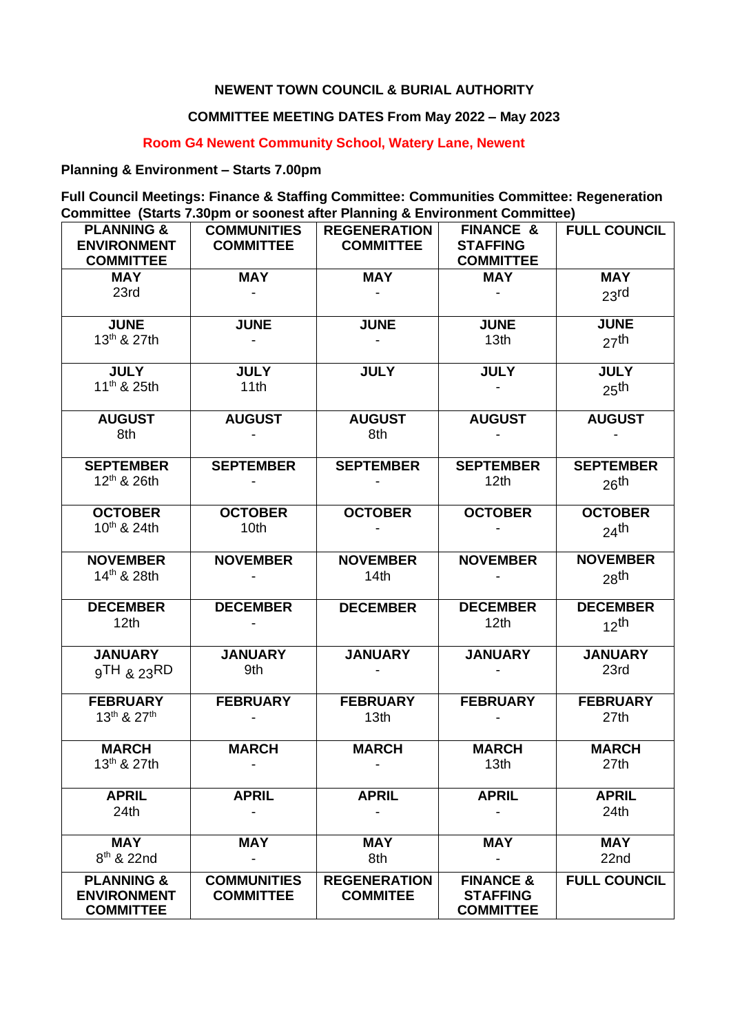**NEWENT TOWN COUNCIL & BURIAL AUTHORITY**

**COMMITTEE MEETING DATES From May 2022 – May 2023**

**Room G4 Newent Community School, Watery Lane, Newent**

**Planning & Environment – Starts 7.00pm**

**Full Council Meetings: Finance & Staffing Committee: Communities Committee: Regeneration Committee (Starts 7.30pm or soonest after Planning & Environment Committee)**

| PLANNING & ENVIRONMENT COMMITTEE | COMMUNITIES COMMITTEE | REGENERATION COMMITTEE | FINANCE & STAFFING COMMITTEE | FULL COUNCIL |
|---|---|---|---|---|
| **MAY** 23rd | **MAY** - | **MAY** - | **MAY** - | **MAY** 23rd |
| **JUNE** 13th & 27th | **JUNE** - | **JUNE** - | **JUNE** 13th | **JUNE** 27th |
| **JULY** 11th & 25th | **JULY** 11th | **JULY** | **JULY** - | **JULY** 25th |
| **AUGUST** 8th | **AUGUST** - | **AUGUST** 8th | **AUGUST** - | **AUGUST** - |
| **SEPTEMBER** 12th & 26th | **SEPTEMBER** - | **SEPTEMBER** - | **SEPTEMBER** 12th | **SEPTEMBER** 26th |
| **OCTOBER** 10th & 24th | **OCTOBER** 10th | **OCTOBER** - | **OCTOBER** - | **OCTOBER** 24th |
| **NOVEMBER** 14th & 28th | **NOVEMBER** - | **NOVEMBER** 14th | **NOVEMBER** - | **NOVEMBER** 28th |
| **DECEMBER** 12th | **DECEMBER** - | **DECEMBER** | **DECEMBER** 12th | **DECEMBER** 12th |
| **JANUARY** 9TH & 23RD | **JANUARY** 9th | **JANUARY** - | **JANUARY** - | **JANUARY** 23rd |
| **FEBRUARY** 13th & 27th | **FEBRUARY** - | **FEBRUARY** 13th | **FEBRUARY** - | **FEBRUARY** 27th |
| **MARCH** 13th & 27th | **MARCH** - | **MARCH** - | **MARCH** 13th | **MARCH** 27th |
| **APRIL** 24th | **APRIL** - | **APRIL** - | **APRIL** - | **APRIL** 24th |
| **MAY** 8th & 22nd | **MAY** - | **MAY** 8th | **MAY** - | **MAY** 22nd |
| **PLANNING & ENVIRONMENT COMMITTEE** | **COMMUNITIES COMMITTEE** | **REGENERATION COMMITEE** | **FINANCE & STAFFING COMMITTEE** | **FULL COUNCIL** |